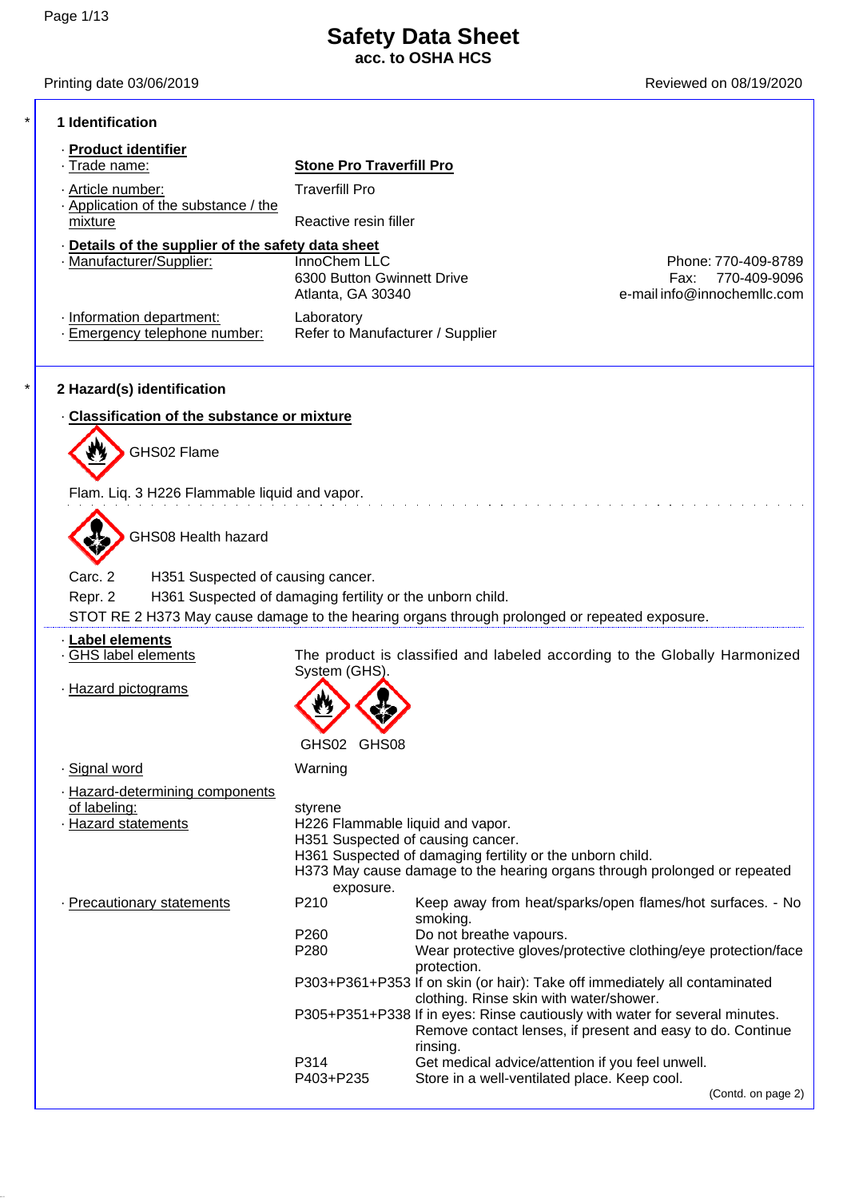# Safety Data Sheet
**acc. to OSHA HCS**

Printing date 03/06/2019 Reviewed on 08/19/2020

## 1 Identification

· **Product identifier**
· Trade name: **Stone Pro Traverfill Pro**
· Article number: Traverfill Pro
· Application of the substance / the mixture: Reactive resin filler
· **Details of the supplier of the safety data sheet**
· Manufacturer/Supplier:
InnoChem LLC
6300 Button Gwinnett Drive
Atlanta, GA 30340
Phone: 770-409-8789
Fax: 770-409-9096
e-mail info@innochemllc.com
· Information department: Laboratory
· Emergency telephone number: Refer to Manufacturer / Supplier

## 2 Hazard(s) identification

· **Classification of the substance or mixture**

GHS02 Flame

Flam. Liq. 3 H226 Flammable liquid and vapor.

GHS08 Health hazard

Carc. 2 H351 Suspected of causing cancer.
Repr. 2 H361 Suspected of damaging fertility or the unborn child.
STOT RE 2 H373 May cause damage to the hearing organs through prolonged or repeated exposure.

· **Label elements**
· GHS label elements: The product is classified and labeled according to the Globally Harmonized System (GHS).
· Hazard pictograms: GHS02 GHS08
· Signal word: Warning
· Hazard-determining components of labeling: styrene
· Hazard statements:
H226 Flammable liquid and vapor.
H351 Suspected of causing cancer.
H361 Suspected of damaging fertility or the unborn child.
H373 May cause damage to the hearing organs through prolonged or repeated exposure.
· Precautionary statements:

| | |
|---|---|
| P210 | Keep away from heat/sparks/open flames/hot surfaces. - No smoking. |
| P260 | Do not breathe vapours. |
| P280 | Wear protective gloves/protective clothing/eye protection/face protection. |
| P303+P361+P353 | If on skin (or hair): Take off immediately all contaminated clothing. Rinse skin with water/shower. |
| P305+P351+P338 | If in eyes: Rinse cautiously with water for several minutes. Remove contact lenses, if present and easy to do. Continue rinsing. |
| P314 | Get medical advice/attention if you feel unwell. |
| P403+P235 | Store in a well-ventilated place. Keep cool. |

(Contd. on page 2)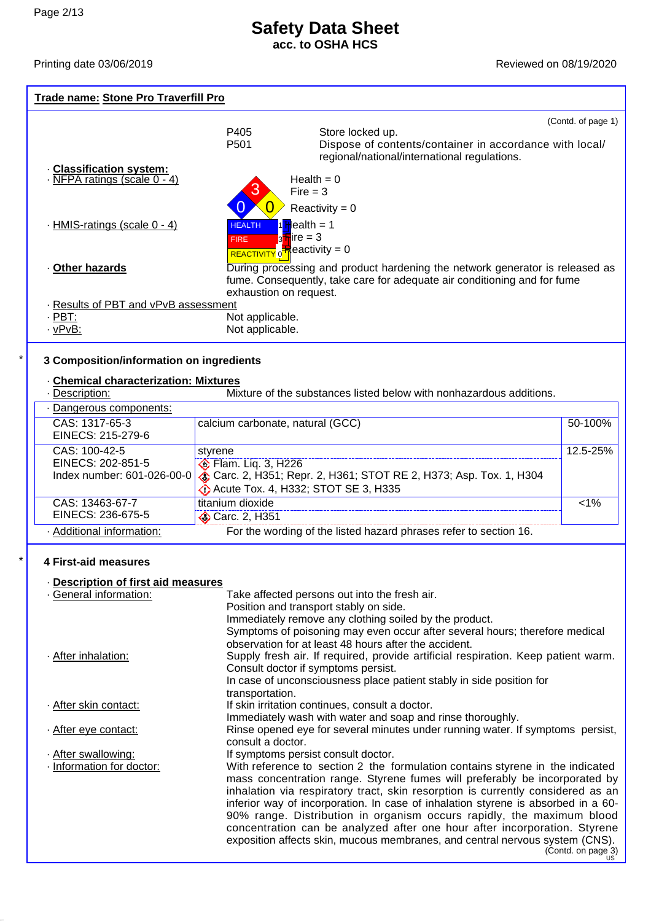Safety Data Sheet
acc. to OSHA HCS

Printing date 03/06/2019 Reviewed on 08/19/2020

**Trade name: Stone Pro Traverfill Pro**

(Contd. of page 1)

P405 Store locked up.
P501 Dispose of contents/container in accordance with local/regional/national/international regulations.

· **Classification system:**
· NFPA ratings (scale 0 - 4)

Health = 0
Fire = 3
Reactivity = 0

· HMIS-ratings (scale 0 - 4)

HEALTH 1 Health = 1
FIRE 3 Fire = 3
REACTIVITY 0 Reactivity = 0

· **Other hazards** During processing and product hardening the network generator is released as fume. Consequently, take care for adequate air conditioning and for fume exhaustion on request.

· Results of PBT and vPvB assessment
· PBT: Not applicable.
· vPvB: Not applicable.

## 3 Composition/information on ingredients

· **Chemical characterization: Mixtures**
· Description: Mixture of the substances listed below with nonhazardous additions.

· Dangerous components:

| | | |
|---|---|---|
| CAS: 1317-65-3<br>EINECS: 215-279-6 | calcium carbonate, natural (GCC) | 50-100% |
| CAS: 100-42-5<br>EINECS: 202-851-5<br>Index number: 601-026-00-0 | styrene<br>Flam. Liq. 3, H226<br>Carc. 2, H351; Repr. 2, H361; STOT RE 2, H373; Asp. Tox. 1, H304<br>Acute Tox. 4, H332; STOT SE 3, H335 | 12.5-25% |
| CAS: 13463-67-7<br>EINECS: 236-675-5 | titanium dioxide<br>Carc. 2, H351 | <1% |

· Additional information: For the wording of the listed hazard phrases refer to section 16.

## 4 First-aid measures

· **Description of first aid measures**

· General information: Take affected persons out into the fresh air.
Position and transport stably on side.
Immediately remove any clothing soiled by the product.
Symptoms of poisoning may even occur after several hours; therefore medical observation for at least 48 hours after the accident.

· After inhalation: Supply fresh air. If required, provide artificial respiration. Keep patient warm. Consult doctor if symptoms persist.
In case of unconsciousness place patient stably in side position for transportation.

· After skin contact: If skin irritation continues, consult a doctor.
Immediately wash with water and soap and rinse thoroughly.

· After eye contact: Rinse opened eye for several minutes under running water. If symptoms persist, consult a doctor.

· After swallowing: If symptoms persist consult doctor.

· Information for doctor: With reference to section 2 the formulation contains styrene in the indicated mass concentration range. Styrene fumes will preferably be incorporated by inhalation via respiratory tract, skin resorption is currently considered as an inferior way of incorporation. In case of inhalation styrene is absorbed in a 60-90% range. Distribution in organism occurs rapidly, the maximum blood concentration can be analyzed after one hour after incorporation. Styrene exposition affects skin, mucous membranes, and central nervous system (CNS).

(Contd. on page 3)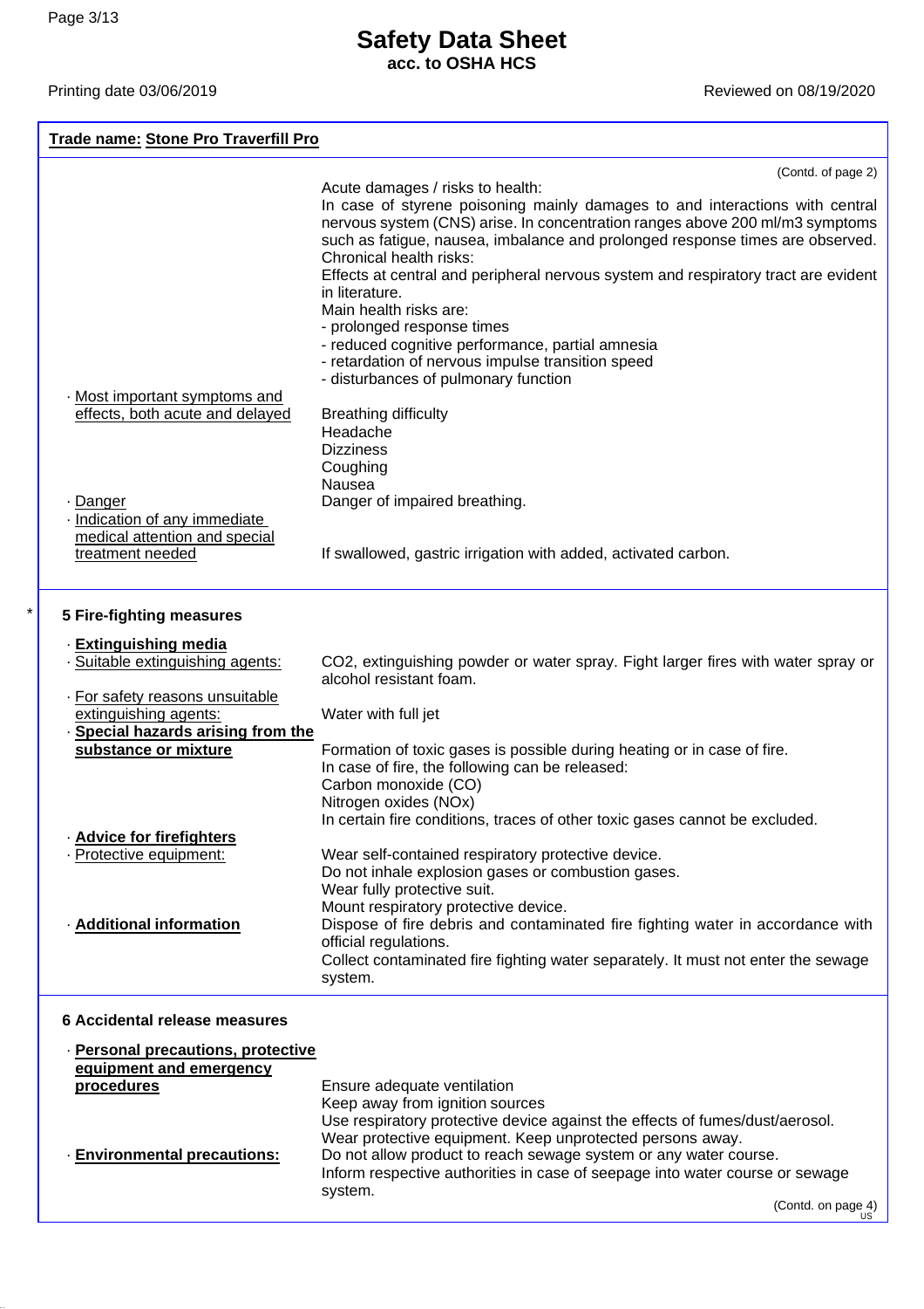**Trade name: Stone Pro Traverfill Pro**

(Contd. of page 2)

Acute damages / risks to health:
In case of styrene poisoning mainly damages to and interactions with central nervous system (CNS) arise. In concentration ranges above 200 ml/m3 symptoms such as fatigue, nausea, imbalance and prolonged response times are observed.
Chronical health risks:
Effects at central and peripheral nervous system and respiratory tract are evident in literature.
Main health risks are:
- prolonged response times
- reduced cognitive performance, partial amnesia
- retardation of nervous impulse transition speed
- disturbances of pulmonary function

· Most important symptoms and effects, both acute and delayed
Breathing difficulty
Headache
Dizziness
Coughing
Nausea

· Danger
Danger of impaired breathing.

· Indication of any immediate medical attention and special treatment needed
If swallowed, gastric irrigation with added, activated carbon.

## 5 Fire-fighting measures

· **Extinguishing media**

· Suitable extinguishing agents:
$CO_2$, extinguishing powder or water spray. Fight larger fires with water spray or alcohol resistant foam.

· For safety reasons unsuitable extinguishing agents:
Water with full jet

· **Special hazards arising from the substance or mixture**
Formation of toxic gases is possible during heating or in case of fire.
In case of fire, the following can be released:
Carbon monoxide (CO)
Nitrogen oxides ($NO_x$)
In certain fire conditions, traces of other toxic gases cannot be excluded.

· **Advice for firefighters**

· Protective equipment:
Wear self-contained respiratory protective device.
Do not inhale explosion gases or combustion gases.
Wear fully protective suit.
Mount respiratory protective device.

· **Additional information**
Dispose of fire debris and contaminated fire fighting water in accordance with official regulations.
Collect contaminated fire fighting water separately. It must not enter the sewage system.

## 6 Accidental release measures

· **Personal precautions, protective equipment and emergency procedures**
Ensure adequate ventilation
Keep away from ignition sources
Use respiratory protective device against the effects of fumes/dust/aerosol.
Wear protective equipment. Keep unprotected persons away.

· **Environmental precautions:**
Do not allow product to reach sewage system or any water course.
Inform respective authorities in case of seepage into water course or sewage system.

(Contd. on page 4)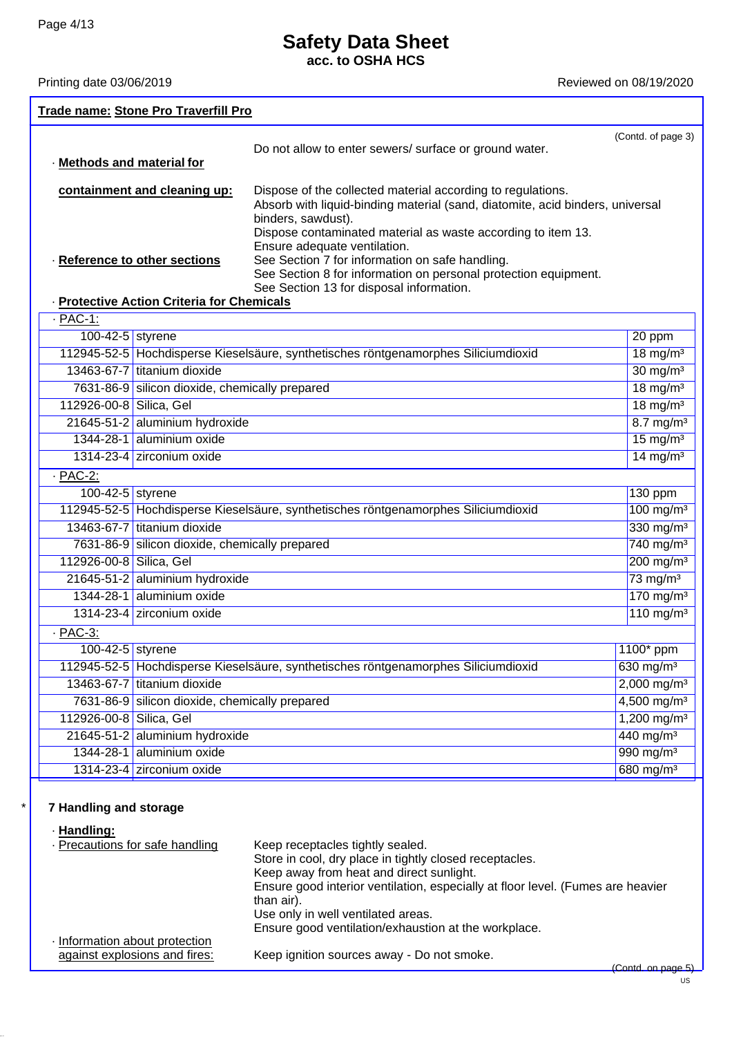# Safety Data Sheet
**acc. to OSHA HCS**

Printing date 03/06/2019 Reviewed on 08/19/2020

**Trade name: Stone Pro Traverfill Pro**

(Contd. of page 3)

Do not allow to enter sewers/ surface or ground water.

· **Methods and material for containment and cleaning up:**
Dispose of the collected material according to regulations.
Absorb with liquid-binding material (sand, diatomite, acid binders, universal binders, sawdust).
Dispose contaminated material as waste according to item 13.
Ensure adequate ventilation.

· **Reference to other sections**
See Section 7 for information on safe handling.
See Section 8 for information on personal protection equipment.
See Section 13 for disposal information.

· **Protective Action Criteria for Chemicals**

| | | |
|---|---|---|
| · **PAC-1:** | | |
| 100-42-5 | styrene | 20 ppm |
| 112945-52-5 | Hochdisperse Kieselsäure, synthetisches röntgenamorphes Siliciumdioxid | 18 mg/m³ |
| 13463-67-7 | titanium dioxide | 30 mg/m³ |
| 7631-86-9 | silicon dioxide, chemically prepared | 18 mg/m³ |
| 112926-00-8 | Silica, Gel | 18 mg/m³ |
| 21645-51-2 | aluminium hydroxide | 8.7 mg/m³ |
| 1344-28-1 | aluminium oxide | 15 mg/m³ |
| 1314-23-4 | zirconium oxide | 14 mg/m³ |
| · **PAC-2:** | | |
| 100-42-5 | styrene | 130 ppm |
| 112945-52-5 | Hochdisperse Kieselsäure, synthetisches röntgenamorphes Siliciumdioxid | 100 mg/m³ |
| 13463-67-7 | titanium dioxide | 330 mg/m³ |
| 7631-86-9 | silicon dioxide, chemically prepared | 740 mg/m³ |
| 112926-00-8 | Silica, Gel | 200 mg/m³ |
| 21645-51-2 | aluminium hydroxide | 73 mg/m³ |
| 1344-28-1 | aluminium oxide | 170 mg/m³ |
| 1314-23-4 | zirconium oxide | 110 mg/m³ |
| · **PAC-3:** | | |
| 100-42-5 | styrene | 1100* ppm |
| 112945-52-5 | Hochdisperse Kieselsäure, synthetisches röntgenamorphes Siliciumdioxid | 630 mg/m³ |
| 13463-67-7 | titanium dioxide | 2,000 mg/m³ |
| 7631-86-9 | silicon dioxide, chemically prepared | 4,500 mg/m³ |
| 112926-00-8 | Silica, Gel | 1,200 mg/m³ |
| 21645-51-2 | aluminium hydroxide | 440 mg/m³ |
| 1344-28-1 | aluminium oxide | 990 mg/m³ |
| 1314-23-4 | zirconium oxide | 680 mg/m³ |

\* **7 Handling and storage**

· **Handling:**

· **Precautions for safe handling**
Keep receptacles tightly sealed.
Store in cool, dry place in tightly closed receptacles.
Keep away from heat and direct sunlight.
Ensure good interior ventilation, especially at floor level. (Fumes are heavier than air).
Use only in well ventilated areas.
Ensure good ventilation/exhaustion at the workplace.

· **Information about protection against explosions and fires:**
Keep ignition sources away - Do not smoke.

(Contd. on page 5)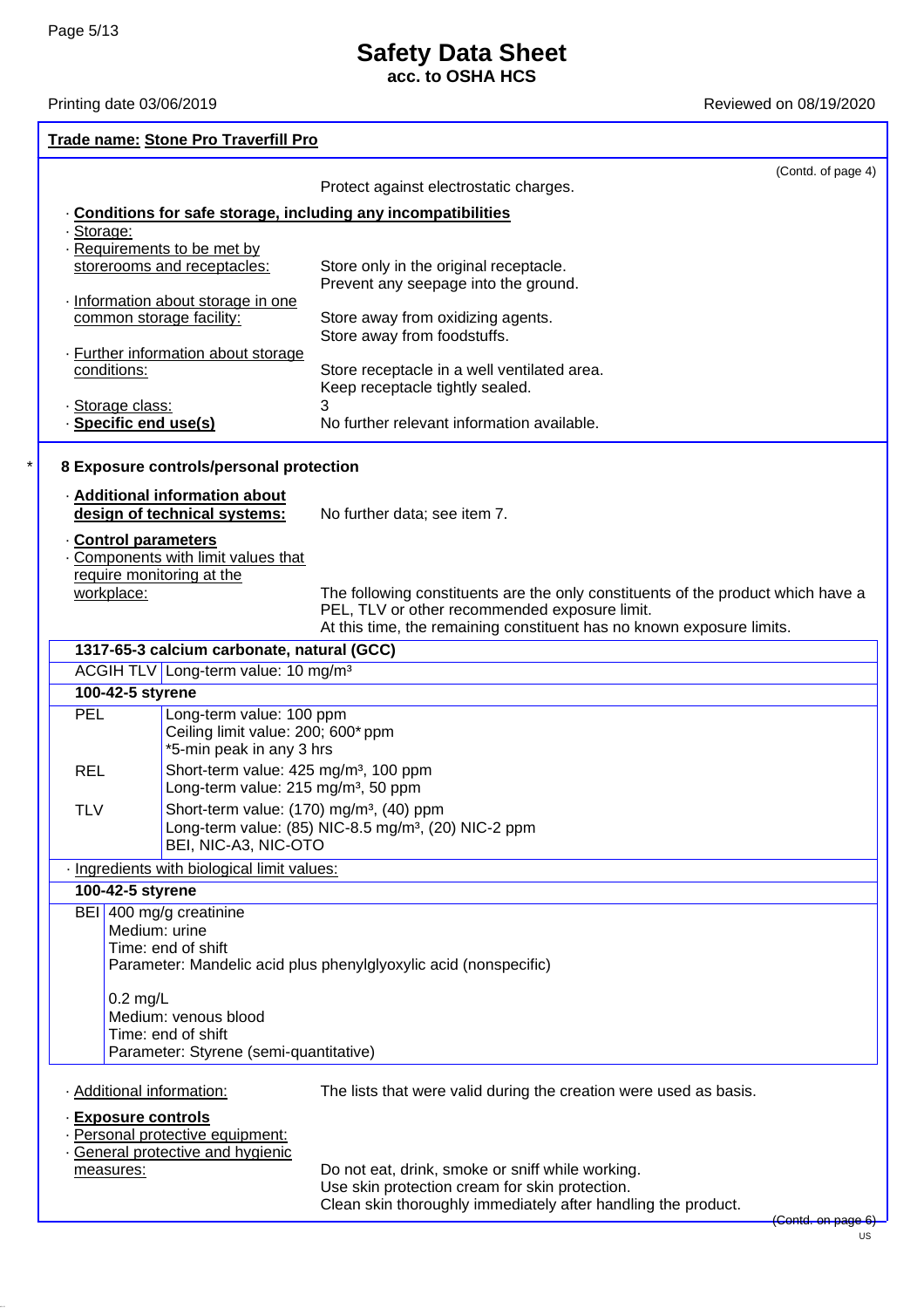Trade name: **Stone Pro Traverfill Pro**

(Contd. of page 4)

Protect against electrostatic charges.

· **Conditions for safe storage, including any incompatibilities**

· Storage:

· Requirements to be met by storerooms and receptacles: Store only in the original receptacle. Prevent any seepage into the ground.

· Information about storage in one common storage facility: Store away from oxidizing agents. Store away from foodstuffs.

· Further information about storage conditions: Store receptacle in a well ventilated area. Keep receptacle tightly sealed.

· Storage class: 3

· **Specific end use(s)** No further relevant information available.

## 8 Exposure controls/personal protection

· **Additional information about design of technical systems:** No further data; see item 7.

· **Control parameters**

· Components with limit values that require monitoring at the workplace: The following constituents are the only constituents of the product which have a PEL, TLV or other recommended exposure limit. At this time, the remaining constituent has no known exposure limits.

| | |
|---|---|
| **1317-65-3 calcium carbonate, natural (GCC)** | |
| ACGIH TLV | Long-term value: 10 mg/m³ |
| **100-42-5 styrene** | |
| PEL | Long-term value: 100 ppm<br>Ceiling limit value: 200; 600* ppm<br>*5-min peak in any 3 hrs |
| REL | Short-term value: 425 mg/m³, 100 ppm<br>Long-term value: 215 mg/m³, 50 ppm |
| TLV | Short-term value: (170) mg/m³, (40) ppm<br>Long-term value: (85) NIC-8.5 mg/m³, (20) NIC-2 ppm<br>BEI, NIC-A3, NIC-OTO |

· Ingredients with biological limit values:

| | |
|---|---|
| **100-42-5 styrene** | |
| BEI | 400 mg/g creatinine<br>Medium: urine<br>Time: end of shift<br>Parameter: Mandelic acid plus phenylglyoxylic acid (nonspecific)<br><br>0.2 mg/L<br>Medium: venous blood<br>Time: end of shift<br>Parameter: Styrene (semi-quantitative) |

· Additional information: The lists that were valid during the creation were used as basis.

· **Exposure controls**

· Personal protective equipment:

· General protective and hygienic measures: Do not eat, drink, smoke or sniff while working. Use skin protection cream for skin protection. Clean skin thoroughly immediately after handling the product.

(Contd. on page 6)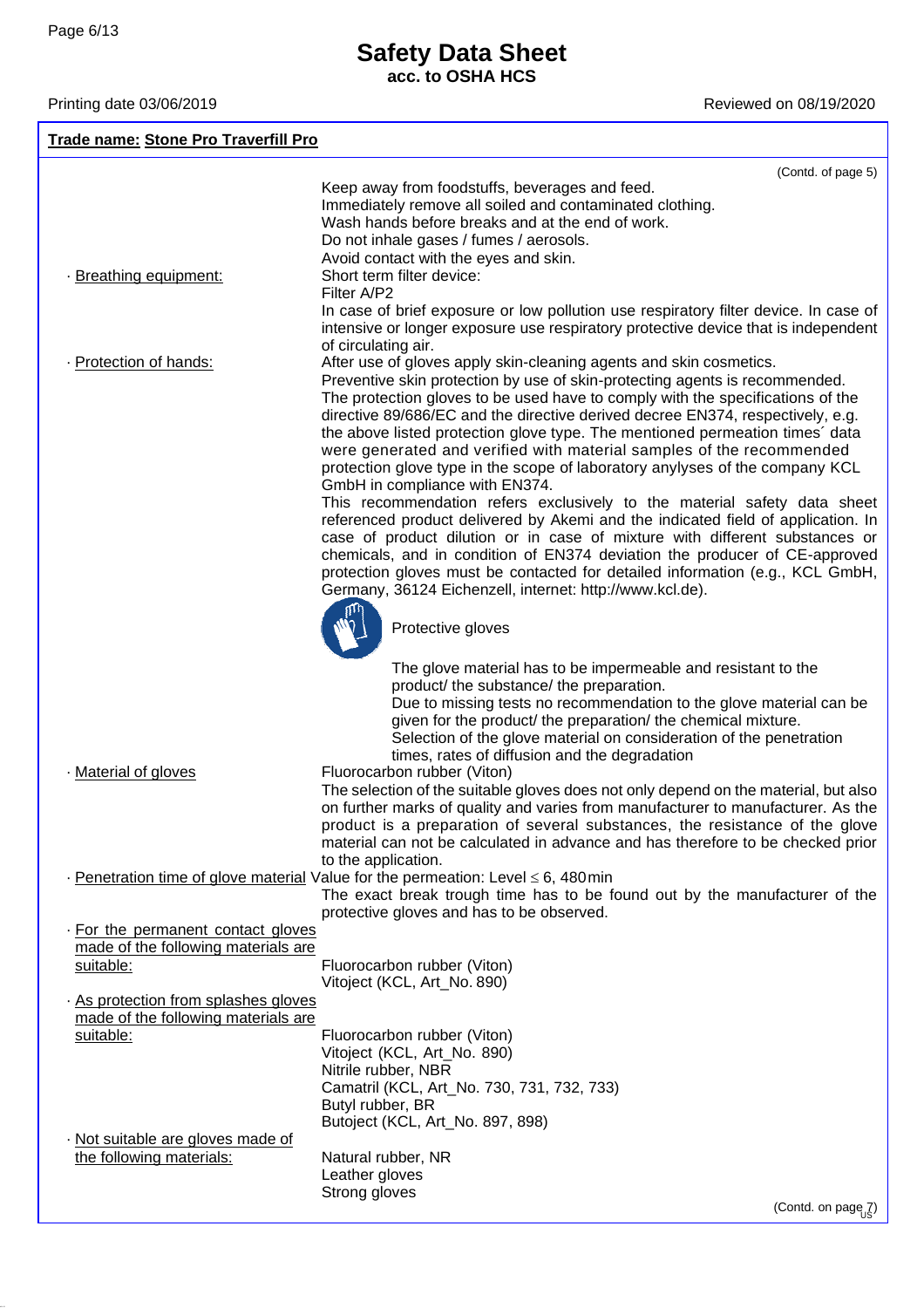# Safety Data Sheet
**acc. to OSHA HCS**

Printing date 03/06/2019 Reviewed on 08/19/2020

**Trade name: Stone Pro Traverfill Pro**

(Contd. of page 5)

Keep away from foodstuffs, beverages and feed.
Immediately remove all soiled and contaminated clothing.
Wash hands before breaks and at the end of work.
Do not inhale gases / fumes / aerosols.
Avoid contact with the eyes and skin.

· Breathing equipment: Short term filter device:
Filter A/P2
In case of brief exposure or low pollution use respiratory filter device. In case of intensive or longer exposure use respiratory protective device that is independent of circulating air.

· Protection of hands: After use of gloves apply skin-cleaning agents and skin cosmetics.
Preventive skin protection by use of skin-protecting agents is recommended.
The protection gloves to be used have to comply with the specifications of the directive 89/686/EC and the directive derived decree EN374, respectively, e.g. the above listed protection glove type. The mentioned permeation times´ data were generated and verified with material samples of the recommended protection glove type in the scope of laboratory anylyses of the company KCL GmbH in compliance with EN374.
This recommendation refers exclusively to the material safety data sheet referenced product delivered by Akemi and the indicated field of application. In case of product dilution or in case of mixture with different substances or chemicals, and in condition of EN374 deviation the producer of CE-approved protection gloves must be contacted for detailed information (e.g., KCL GmbH, Germany, 36124 Eichenzell, internet: http://www.kcl.de).

Protective gloves

The glove material has to be impermeable and resistant to the product/ the substance/ the preparation.
Due to missing tests no recommendation to the glove material can be given for the product/ the preparation/ the chemical mixture.
Selection of the glove material on consideration of the penetration times, rates of diffusion and the degradation

· Material of gloves Fluorocarbon rubber (Viton)
The selection of the suitable gloves does not only depend on the material, but also on further marks of quality and varies from manufacturer to manufacturer. As the product is a preparation of several substances, the resistance of the glove material can not be calculated in advance and has therefore to be checked prior to the application.

· Penetration time of glove material Value for the permeation: Level ≤ 6, 480min
The exact break trough time has to be found out by the manufacturer of the protective gloves and has to be observed.

· For the permanent contact gloves made of the following materials are suitable:
Fluorocarbon rubber (Viton)
Vitoject (KCL, Art_No. 890)

· As protection from splashes gloves made of the following materials are suitable:
Fluorocarbon rubber (Viton)
Vitoject (KCL, Art_No. 890)
Nitrile rubber, NBR
Camatril (KCL, Art_No. 730, 731, 732, 733)
Butyl rubber, BR
Butoject (KCL, Art_No. 897, 898)

· Not suitable are gloves made of the following materials:
Natural rubber, NR
Leather gloves
Strong gloves

(Contd. on page 7)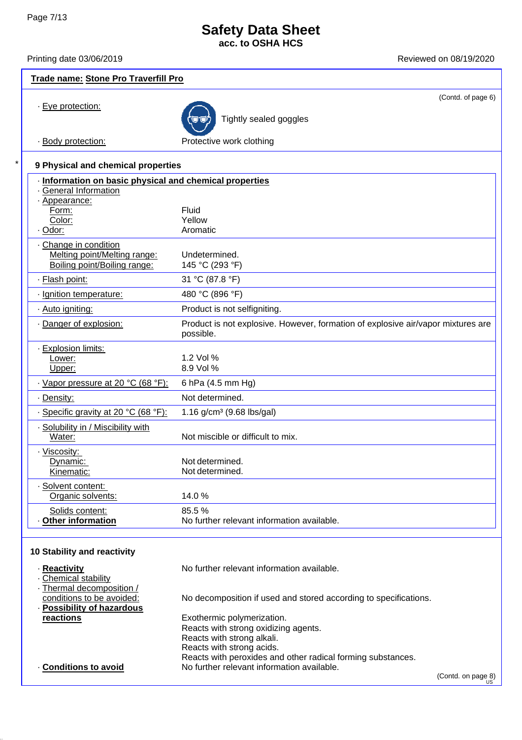# Safety Data Sheet
acc. to OSHA HCS

Printing date 03/06/2019 Reviewed on 08/19/2020

**Trade name: Stone Pro Traverfill Pro**

(Contd. of page 6)

· Eye protection: Tightly sealed goggles

· Body protection: Protective work clothing

## 9 Physical and chemical properties

| | |
|---|---|
| · **Information on basic physical and chemical properties** | |
| · General Information | |
| · Appearance: | |
| Form: | Fluid |
| Color: | Yellow |
| · Odor: | Aromatic |
| · Change in condition | |
| Melting point/Melting range: | Undetermined. |
| Boiling point/Boiling range: | 145 °C (293 °F) |
| · Flash point: | 31 °C (87.8 °F) |
| · Ignition temperature: | 480 °C (896 °F) |
| · Auto igniting: | Product is not selfigniting. |
| · Danger of explosion: | Product is not explosive. However, formation of explosive air/vapor mixtures are possible. |
| · Explosion limits: | |
| Lower: | 1.2 Vol % |
| Upper: | 8.9 Vol % |
| · Vapor pressure at 20 °C (68 °F): | 6 hPa (4.5 mm Hg) |
| · Density: | Not determined. |
| · Specific gravity at 20 °C (68 °F): | 1.16 g/cm³ (9.68 lbs/gal) |
| · Solubility in / Miscibility with | |
| Water: | Not miscible or difficult to mix. |
| · Viscosity: | |
| Dynamic: | Not determined. |
| Kinematic: | Not determined. |
| · Solvent content: | |
| Organic solvents: | 14.0 % |
| Solids content: | 85.5 % |
| · **Other information** | No further relevant information available. |

## 10 Stability and reactivity

· **Reactivity** No further relevant information available.

· Chemical stability

· Thermal decomposition / conditions to be avoided: No decomposition if used and stored according to specifications.

· **Possibility of hazardous reactions** Exothermic polymerization.
Reacts with strong oxidizing agents.
Reacts with strong alkali.
Reacts with strong acids.
Reacts with peroxides and other radical forming substances.

· **Conditions to avoid** No further relevant information available.

(Contd. on page 8)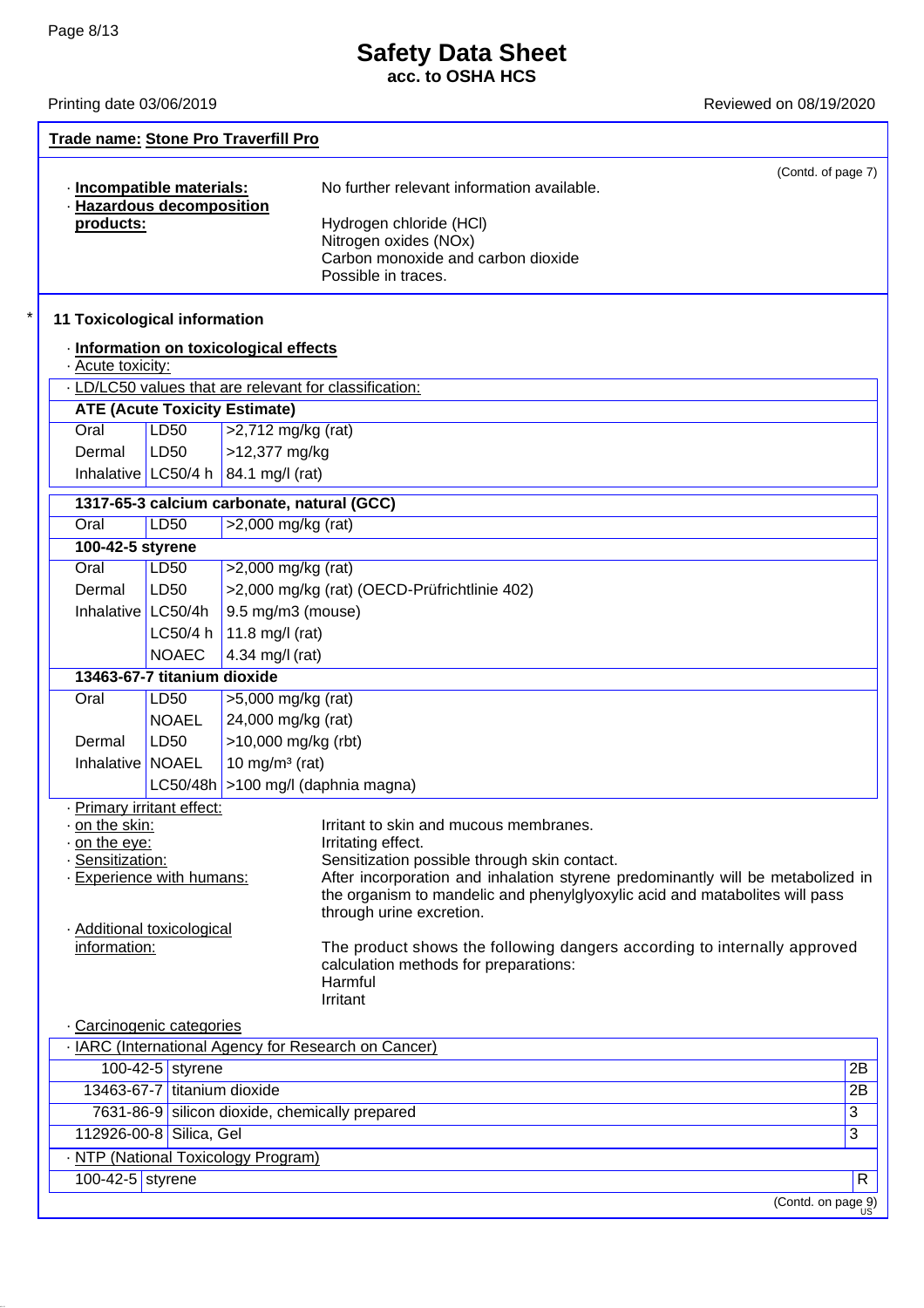# Safety Data Sheet
**acc. to OSHA HCS**

Printing date 03/06/2019 Reviewed on 08/19/2020

**Trade name: Stone Pro Traverfill Pro**

(Contd. of page 7)

· **Incompatible materials:** No further relevant information available.

· **Hazardous decomposition products:**
Hydrogen chloride (HCl)
Nitrogen oxides (NOx)
Carbon monoxide and carbon dioxide
Possible in traces.

\* **11 Toxicological information**

· **Information on toxicological effects**

· Acute toxicity:

· LD/LC50 values that are relevant for classification:

| | | |
|---|---|---|
| **ATE (Acute Toxicity Estimate)** | | |
| Oral | LD50 | >2,712 mg/kg (rat) |
| Dermal | LD50 | >12,377 mg/kg |
| Inhalative | LC50/4 h | 84.1 mg/l (rat) |
| **1317-65-3 calcium carbonate, natural (GCC)** | | |
| Oral | LD50 | >2,000 mg/kg (rat) |
| **100-42-5 styrene** | | |
| Oral | LD50 | >2,000 mg/kg (rat) |
| Dermal | LD50 | >2,000 mg/kg (rat) (OECD-Prüfrichtlinie 402) |
| Inhalative | LC50/4h | 9.5 mg/m3 (mouse) |
| | LC50/4 h | 11.8 mg/l (rat) |
| | NOAEC | 4.34 mg/l (rat) |
| **13463-67-7 titanium dioxide** | | |
| Oral | LD50 | >5,000 mg/kg (rat) |
| | NOAEL | 24,000 mg/kg (rat) |
| Dermal | LD50 | >10,000 mg/kg (rbt) |
| Inhalative | NOAEL | 10 mg/m³ (rat) |
| | LC50/48h | >100 mg/l (daphnia magna) |

· Primary irritant effect:

· on the skin: Irritant to skin and mucous membranes.

· on the eye: Irritating effect.

· Sensitization: Sensitization possible through skin contact.

· Experience with humans: After incorporation and inhalation styrene predominantly will be metabolized in the organism to mandelic and phenylglyoxylic acid and matabolites will pass through urine excretion.

· Additional toxicological information: The product shows the following dangers according to internally approved calculation methods for preparations:
Harmful
Irritant

· Carcinogenic categories

· IARC (International Agency for Research on Cancer)

| | | |
|---|---|---|
| 100-42-5 | styrene | 2B |
| 13463-67-7 | titanium dioxide | 2B |
| 7631-86-9 | silicon dioxide, chemically prepared | 3 |
| 112926-00-8 | Silica, Gel | 3 |

· NTP (National Toxicology Program)

| | | |
|---|---|---|
| 100-42-5 | styrene | R |

(Contd. on page 9)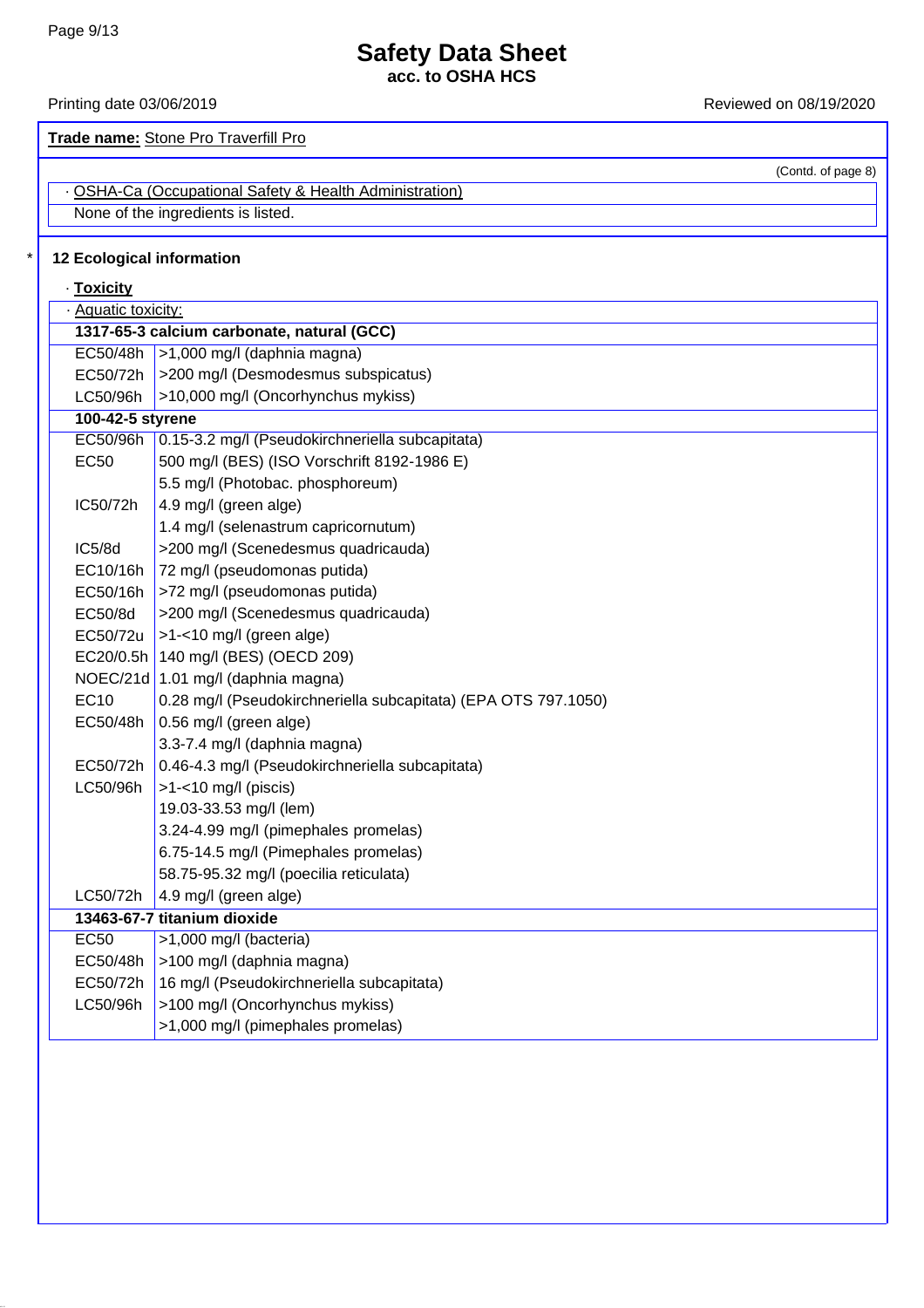**Trade name:** Stone Pro Traverfill Pro

(Contd. of page 8)

· OSHA-Ca (Occupational Safety & Health Administration)

None of the ingredients is listed.

## 12 Ecological information

· **Toxicity**

· Aquatic toxicity:

| | |
|---|---|
| **1317-65-3 calcium carbonate, natural (GCC)** | |
| EC50/48h | >1,000 mg/l (daphnia magna) |
| EC50/72h | >200 mg/l (Desmodesmus subspicatus) |
| LC50/96h | >10,000 mg/l (Oncorhynchus mykiss) |
| **100-42-5 styrene** | |
| EC50/96h | 0.15-3.2 mg/l (Pseudokirchneriella subcapitata) |
| EC50 | 500 mg/l (BES) (ISO Vorschrift 8192-1986 E) |
| | 5.5 mg/l (Photobac. phosphoreum) |
| IC50/72h | 4.9 mg/l (green alge) |
| | 1.4 mg/l (selenastrum capricornutum) |
| IC5/8d | >200 mg/l (Scenedesmus quadricauda) |
| EC10/16h | 72 mg/l (pseudomonas putida) |
| EC50/16h | >72 mg/l (pseudomonas putida) |
| EC50/8d | >200 mg/l (Scenedesmus quadricauda) |
| EC50/72u | >1-<10 mg/l (green alge) |
| EC20/0.5h | 140 mg/l (BES) (OECD 209) |
| NOEC/21d | 1.01 mg/l (daphnia magna) |
| EC10 | 0.28 mg/l (Pseudokirchneriella subcapitata) (EPA OTS 797.1050) |
| EC50/48h | 0.56 mg/l (green alge) |
| | 3.3-7.4 mg/l (daphnia magna) |
| EC50/72h | 0.46-4.3 mg/l (Pseudokirchneriella subcapitata) |
| LC50/96h | >1-<10 mg/l (piscis) |
| | 19.03-33.53 mg/l (lem) |
| | 3.24-4.99 mg/l (pimephales promelas) |
| | 6.75-14.5 mg/l (Pimephales promelas) |
| | 58.75-95.32 mg/l (poecilia reticulata) |
| LC50/72h | 4.9 mg/l (green alge) |
| **13463-67-7 titanium dioxide** | |
| EC50 | >1,000 mg/l (bacteria) |
| EC50/48h | >100 mg/l (daphnia magna) |
| EC50/72h | 16 mg/l (Pseudokirchneriella subcapitata) |
| LC50/96h | >100 mg/l (Oncorhynchus mykiss) |
| | >1,000 mg/l (pimephales promelas) |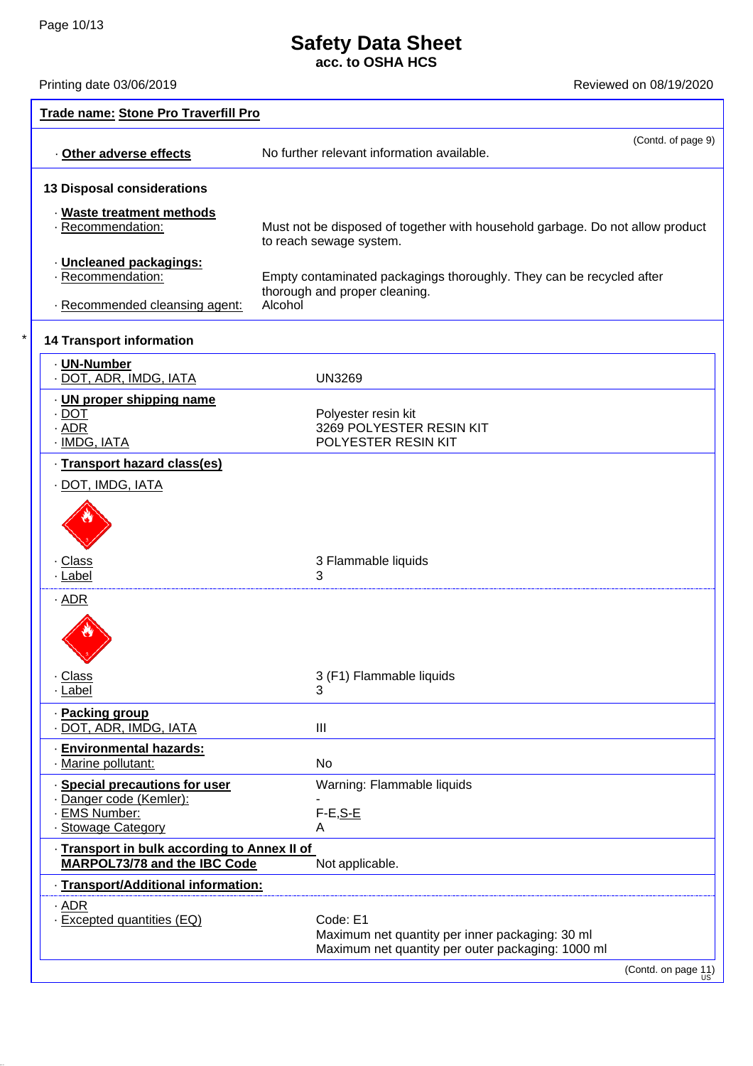# Safety Data Sheet
acc. to OSHA HCS

Printing date 03/06/2019 | Reviewed on 08/19/2020

**Trade name: Stone Pro Traverfill Pro**

(Contd. of page 9)

· **Other adverse effects** No further relevant information available.

## 13 Disposal considerations

· **Waste treatment methods**
· Recommendation: Must not be disposed of together with household garbage. Do not allow product to reach sewage system.

· **Uncleaned packagings:**
· Recommendation: Empty contaminated packagings thoroughly. They can be recycled after thorough and proper cleaning.
· Recommended cleansing agent: Alcohol

## * 14 Transport information

· **UN-Number**
· DOT, ADR, IMDG, IATA UN3269

· **UN proper shipping name**
· DOT Polyester resin kit
· ADR 3269 POLYESTER RESIN KIT
· IMDG, IATA POLYESTER RESIN KIT

· **Transport hazard class(es)**

· DOT, IMDG, IATA

· Class 3 Flammable liquids
· Label 3

· ADR

· Class 3 (F1) Flammable liquids
· Label 3

· **Packing group**
· DOT, ADR, IMDG, IATA III

· **Environmental hazards:**
· Marine pollutant: No

· **Special precautions for user** Warning: Flammable liquids
· Danger code (Kemler): -
· EMS Number: F-E,S-E
· Stowage Category A

· **Transport in bulk according to Annex II of MARPOL73/78 and the IBC Code** Not applicable.

· **Transport/Additional information:**

· ADR
· Excepted quantities (EQ) Code: E1
Maximum net quantity per inner packaging: 30 ml
Maximum net quantity per outer packaging: 1000 ml

(Contd. on page 11)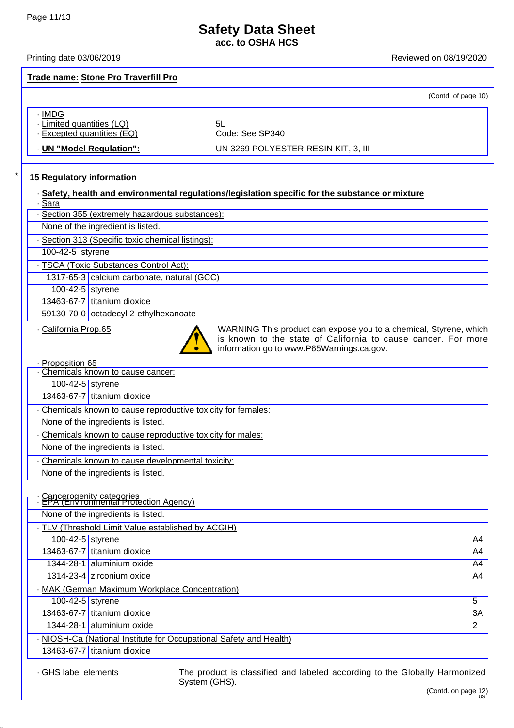Trade name: Stone Pro Traverfill Pro

(Contd. of page 10)

| | |
|---|---|
| · IMDG | |
| · Limited quantities (LQ) | 5L |
| · Excepted quantities (EQ) | Code: See SP340 |
| · UN "Model Regulation": | UN 3269 POLYESTER RESIN KIT, 3, III |

## 15 Regulatory information

· **Safety, health and environmental regulations/legislation specific for the substance or mixture**

· Sara

· Section 355 (extremely hazardous substances):

None of the ingredient is listed.

· Section 313 (Specific toxic chemical listings):

| | |
|---|---|
| 100-42-5 | styrene |

· TSCA (Toxic Substances Control Act):

| | |
|---|---|
| 1317-65-3 | calcium carbonate, natural (GCC) |
| 100-42-5 | styrene |
| 13463-67-7 | titanium dioxide |
| 59130-70-0 | octadecyl 2-ethylhexanoate |

· California Prop.65

WARNING This product can expose you to a chemical, Styrene, which is known to the state of California to cause cancer. For more information go to www.P65Warnings.ca.gov.

· Proposition 65

· Chemicals known to cause cancer:

| | |
|---|---|
| 100-42-5 | styrene |
| 13463-67-7 | titanium dioxide |

· Chemicals known to cause reproductive toxicity for females:

None of the ingredients is listed.

· Chemicals known to cause reproductive toxicity for males:

None of the ingredients is listed.

· Chemicals known to cause developmental toxicity:

None of the ingredients is listed.

· Cancerogenity categories

· EPA (Environmental Protection Agency)

None of the ingredients is listed.

· TLV (Threshold Limit Value established by ACGIH)

| | | |
|---|---|---|
| 100-42-5 | styrene | A4 |
| 13463-67-7 | titanium dioxide | A4 |
| 1344-28-1 | aluminium oxide | A4 |
| 1314-23-4 | zirconium oxide | A4 |

· MAK (German Maximum Workplace Concentration)

| | | |
|---|---|---|
| 100-42-5 | styrene | 5 |
| 13463-67-7 | titanium dioxide | 3A |
| 1344-28-1 | aluminium oxide | 2 |

· NIOSH-Ca (National Institute for Occupational Safety and Health)

| | |
|---|---|
| 13463-67-7 | titanium dioxide |

· GHS label elements The product is classified and labeled according to the Globally Harmonized System (GHS).

(Contd. on page 12)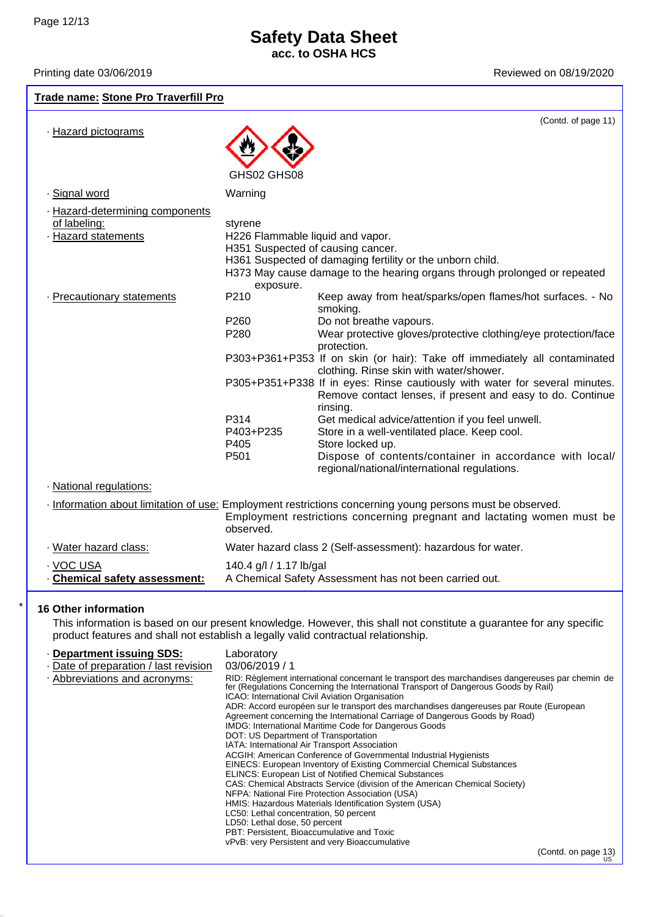# Safety Data Sheet
**acc. to OSHA HCS**

Printing date 03/06/2019 Reviewed on 08/19/2020

**Trade name: Stone Pro Traverfill Pro**

(Contd. of page 11)

· Hazard pictograms

GHS02 GHS08

· Signal word: Warning

· Hazard-determining components of labeling:
styrene

· Hazard statements
H226 Flammable liquid and vapor.
H351 Suspected of causing cancer.
H361 Suspected of damaging fertility or the unborn child.
H373 May cause damage to the hearing organs through prolonged or repeated exposure.

· Precautionary statements

| | |
|---|---|
| P210 | Keep away from heat/sparks/open flames/hot surfaces. - No smoking. |
| P260 | Do not breathe vapours. |
| P280 | Wear protective gloves/protective clothing/eye protection/face protection. |
| P303+P361+P353 | If on skin (or hair): Take off immediately all contaminated clothing. Rinse skin with water/shower. |
| P305+P351+P338 | If in eyes: Rinse cautiously with water for several minutes. Remove contact lenses, if present and easy to do. Continue rinsing. |
| P314 | Get medical advice/attention if you feel unwell. |
| P403+P235 | Store in a well-ventilated place. Keep cool. |
| P405 | Store locked up. |
| P501 | Dispose of contents/container in accordance with local/regional/national/international regulations. |

· National regulations:

· Information about limitation of use: Employment restrictions concerning young persons must be observed.
Employment restrictions concerning pregnant and lactating women must be observed.

· Water hazard class: Water hazard class 2 (Self-assessment): hazardous for water.

· VOC USA: 140.4 g/l / 1.17 lb/gal

· **Chemical safety assessment:** A Chemical Safety Assessment has not been carried out.

## 16 Other information

This information is based on our present knowledge. However, this shall not constitute a guarantee for any specific product features and shall not establish a legally valid contractual relationship.

· **Department issuing SDS:** Laboratory

· Date of preparation / last revision: 03/06/2019 / 1

· Abbreviations and acronyms:
RID: Règlement international concernant le transport des marchandises dangereuses par chemin de fer (Regulations Concerning the International Transport of Dangerous Goods by Rail)
ICAO: International Civil Aviation Organisation
ADR: Accord européen sur le transport des marchandises dangereuses par Route (European Agreement concerning the International Carriage of Dangerous Goods by Road)
IMDG: International Maritime Code for Dangerous Goods
DOT: US Department of Transportation
IATA: International Air Transport Association
ACGIH: American Conference of Governmental Industrial Hygienists
EINECS: European Inventory of Existing Commercial Chemical Substances
ELINCS: European List of Notified Chemical Substances
CAS: Chemical Abstracts Service (division of the American Chemical Society)
NFPA: National Fire Protection Association (USA)
HMIS: Hazardous Materials Identification System (USA)
LC50: Lethal concentration, 50 percent
LD50: Lethal dose, 50 percent
PBT: Persistent, Bioaccumulative and Toxic
vPvB: very Persistent and very Bioaccumulative

(Contd. on page 13)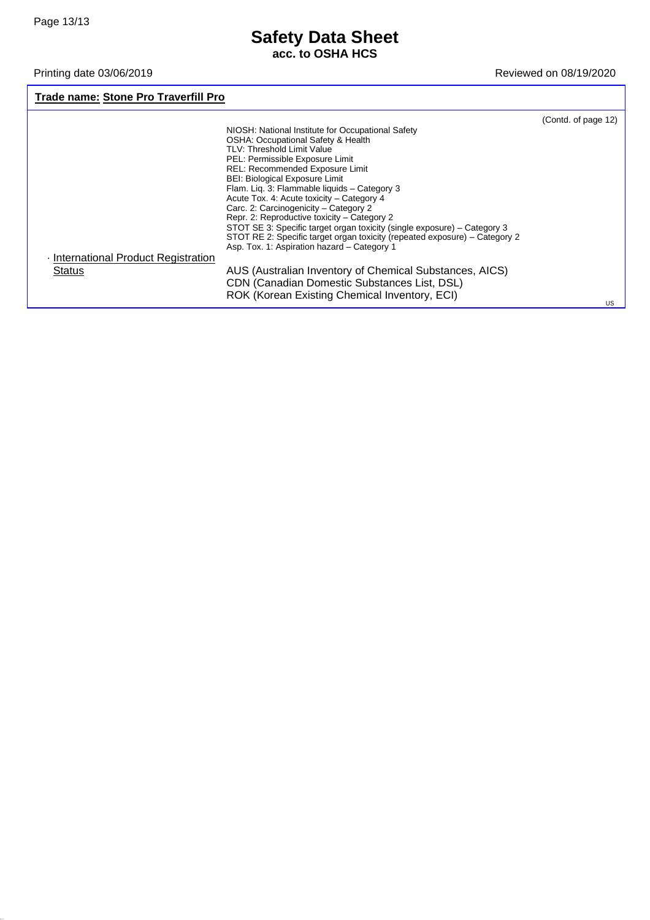NIOSH: National Institute for Occupational Safety
OSHA: Occupational Safety & Health
TLV: Threshold Limit Value
PEL: Permissible Exposure Limit
REL: Recommended Exposure Limit
BEI: Biological Exposure Limit
Flam. Liq. 3: Flammable liquids – Category 3
Acute Tox. 4: Acute toxicity – Category 4
Carc. 2: Carcinogenicity – Category 2
Repr. 2: Reproductive toxicity – Category 2
STOT SE 3: Specific target organ toxicity (single exposure) – Category 3
STOT RE 2: Specific target organ toxicity (repeated exposure) – Category 2
Asp. Tox. 1: Aspiration hazard – Category 1

· International Product Registration Status

AUS (Australian Inventory of Chemical Substances, AICS)
CDN (Canadian Domestic Substances List, DSL)
ROK (Korean Existing Chemical Inventory, ECI)